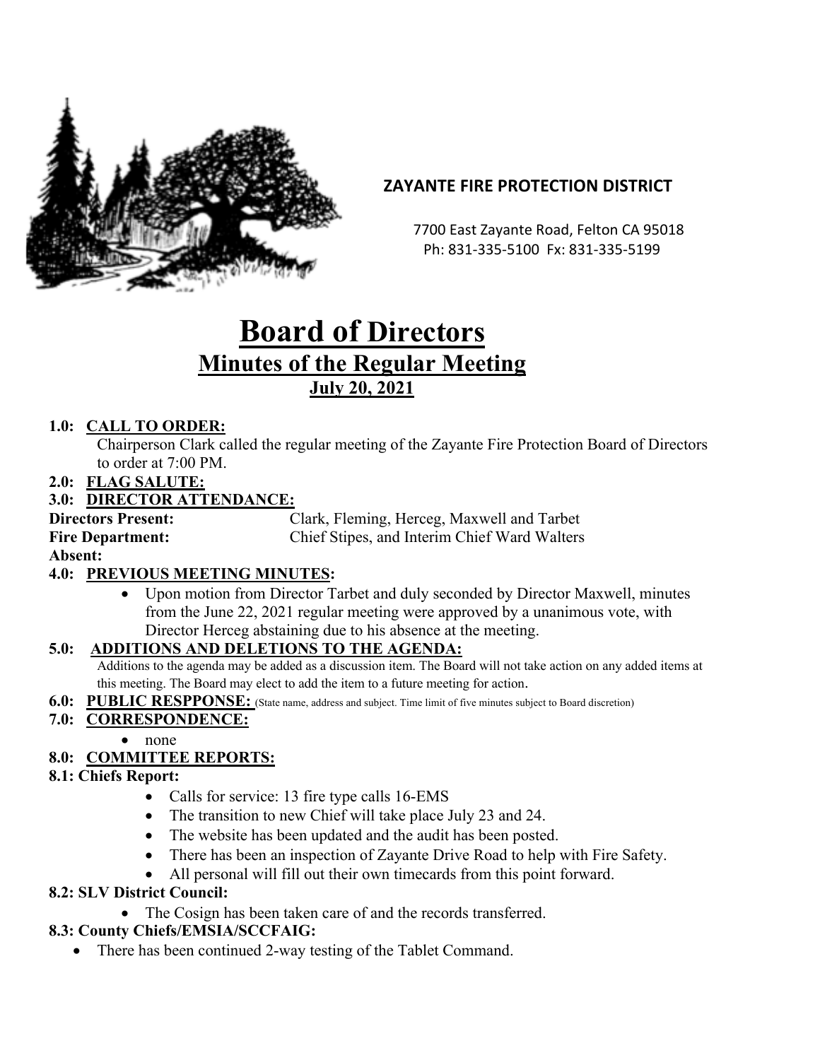**ZAYANTE FIRE PROTECTION DISTRICT**

7700 East Zayante Road, Felton CA 95018
Ph: 831-335-5100 Fx: 831-335-5199

# Board of Directors

## Minutes of the Regular Meeting

### July 20, 2021

**1.0: CALL TO ORDER:**

Chairperson Clark called the regular meeting of the Zayante Fire Protection Board of Directors to order at 7:00 PM.

**2.0: FLAG SALUTE:**

**3.0: DIRECTOR ATTENDANCE:**

**Directors Present:** Clark, Fleming, Herceg, Maxwell and Tarbet
**Fire Department:** Chief Stipes, and Interim Chief Ward Walters
**Absent:**

**4.0: PREVIOUS MEETING MINUTES:**

- Upon motion from Director Tarbet and duly seconded by Director Maxwell, minutes from the June 22, 2021 regular meeting were approved by a unanimous vote, with Director Herceg abstaining due to his absence at the meeting.

**5.0: ADDITIONS AND DELETIONS TO THE AGENDA:**

Additions to the agenda may be added as a discussion item. The Board will not take action on any added items at this meeting. The Board may elect to add the item to a future meeting for action.

**6.0: PUBLIC RESPPONSE:** (State name, address and subject. Time limit of five minutes subject to Board discretion)

**7.0: CORRESPONDENCE:**

- none

**8.0: COMMITTEE REPORTS:**

**8.1: Chiefs Report:**

- Calls for service: 13 fire type calls 16-EMS
- The transition to new Chief will take place July 23 and 24.
- The website has been updated and the audit has been posted.
- There has been an inspection of Zayante Drive Road to help with Fire Safety.
- All personal will fill out their own timecards from this point forward.

**8.2: SLV District Council:**

- The Cosign has been taken care of and the records transferred.

**8.3: County Chiefs/EMSIA/SCCFAIG:**

- There has been continued 2-way testing of the Tablet Command.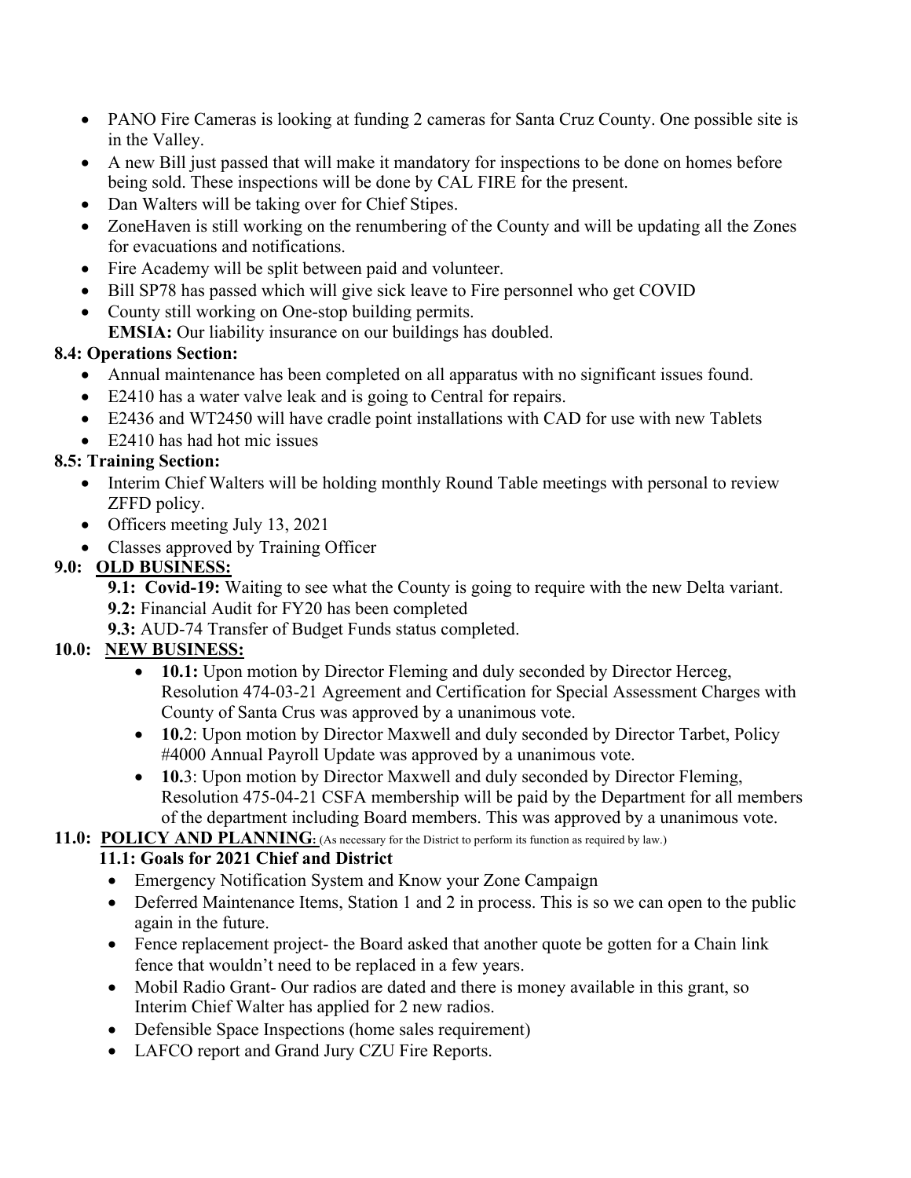- PANO Fire Cameras is looking at funding 2 cameras for Santa Cruz County. One possible site is in the Valley.
- A new Bill just passed that will make it mandatory for inspections to be done on homes before being sold. These inspections will be done by CAL FIRE for the present.
- Dan Walters will be taking over for Chief Stipes.
- ZoneHaven is still working on the renumbering of the County and will be updating all the Zones for evacuations and notifications.
- Fire Academy will be split between paid and volunteer.
- Bill SP78 has passed which will give sick leave to Fire personnel who get COVID
- County still working on One-stop building permits.
  **EMSIA:** Our liability insurance on our buildings has doubled.

**8.4: Operations Section:**

- Annual maintenance has been completed on all apparatus with no significant issues found.
- E2410 has a water valve leak and is going to Central for repairs.
- E2436 and WT2450 will have cradle point installations with CAD for use with new Tablets
- E2410 has had hot mic issues

**8.5: Training Section:**

- Interim Chief Walters will be holding monthly Round Table meetings with personal to review ZFFD policy.
- Officers meeting July 13, 2021
- Classes approved by Training Officer

**9.0: <u>OLD BUSINESS:</u>**

**9.1: Covid-19:** Waiting to see what the County is going to require with the new Delta variant.

**9.2:** Financial Audit for FY20 has been completed

**9.3:** AUD-74 Transfer of Budget Funds status completed.

**10.0: <u>NEW BUSINESS:</u>**

- **10.1:** Upon motion by Director Fleming and duly seconded by Director Herceg, Resolution 474-03-21 Agreement and Certification for Special Assessment Charges with County of Santa Crus was approved by a unanimous vote.
- **10.**2: Upon motion by Director Maxwell and duly seconded by Director Tarbet, Policy #4000 Annual Payroll Update was approved by a unanimous vote.
- **10.**3: Upon motion by Director Maxwell and duly seconded by Director Fleming, Resolution 475-04-21 CSFA membership will be paid by the Department for all members of the department including Board members. This was approved by a unanimous vote.

**11.0: <u>POLICY AND PLANNING</u>:** (As necessary for the District to perform its function as required by law.)

**11.1: Goals for 2021 Chief and District**

- Emergency Notification System and Know your Zone Campaign
- Deferred Maintenance Items, Station 1 and 2 in process. This is so we can open to the public again in the future.
- Fence replacement project- the Board asked that another quote be gotten for a Chain link fence that wouldn't need to be replaced in a few years.
- Mobil Radio Grant- Our radios are dated and there is money available in this grant, so Interim Chief Walter has applied for 2 new radios.
- Defensible Space Inspections (home sales requirement)
- LAFCO report and Grand Jury CZU Fire Reports.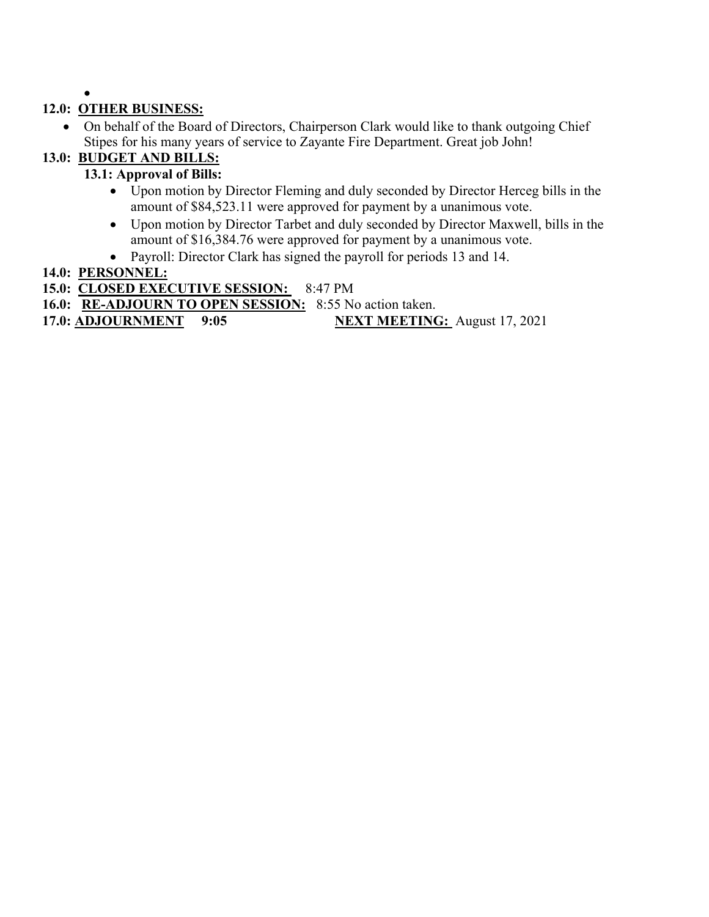- 

**12.0: OTHER BUSINESS:**

- On behalf of the Board of Directors, Chairperson Clark would like to thank outgoing Chief Stipes for his many years of service to Zayante Fire Department. Great job John!

**13.0: BUDGET AND BILLS:**

**13.1: Approval of Bills:**

- Upon motion by Director Fleming and duly seconded by Director Herceg bills in the amount of $84,523.11 were approved for payment by a unanimous vote.
- Upon motion by Director Tarbet and duly seconded by Director Maxwell, bills in the amount of $16,384.76 were approved for payment by a unanimous vote.
- Payroll: Director Clark has signed the payroll for periods 13 and 14.

**14.0: PERSONNEL:**

**15.0: CLOSED EXECUTIVE SESSION:** 8:47 PM

**16.0: RE-ADJOURN TO OPEN SESSION:** 8:55 No action taken.

**17.0: ADJOURNMENT 9:05** **NEXT MEETING:** August 17, 2021